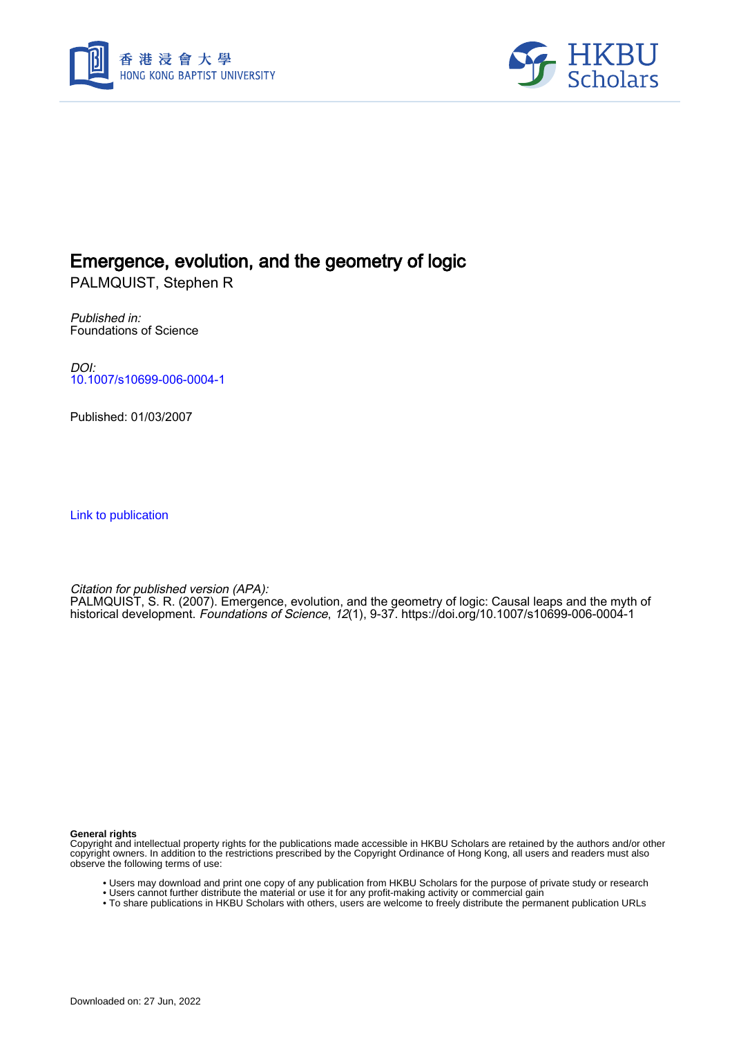# Emergence, evolution, and the geometry of logic

PALMQUIST, Stephen R

*Published in:*
Foundations of Science

*DOI:*
10.1007/s10699-006-0004-1

Published: 01/03/2007

Link to publication

*Citation for published version (APA):*
PALMQUIST, S. R. (2007). Emergence, evolution, and the geometry of logic: Causal leaps and the myth of historical development. *Foundations of Science*, *12*(1), 9-37. https://doi.org/10.1007/s10699-006-0004-1

**General rights**
Copyright and intellectual property rights for the publications made accessible in HKBU Scholars are retained by the authors and/or other copyright owners. In addition to the restrictions prescribed by the Copyright Ordinance of Hong Kong, all users and readers must also observe the following terms of use:

- Users may download and print one copy of any publication from HKBU Scholars for the purpose of private study or research
- Users cannot further distribute the material or use it for any profit-making activity or commercial gain
- To share publications in HKBU Scholars with others, users are welcome to freely distribute the permanent publication URLs

Downloaded on: 27 Jun, 2022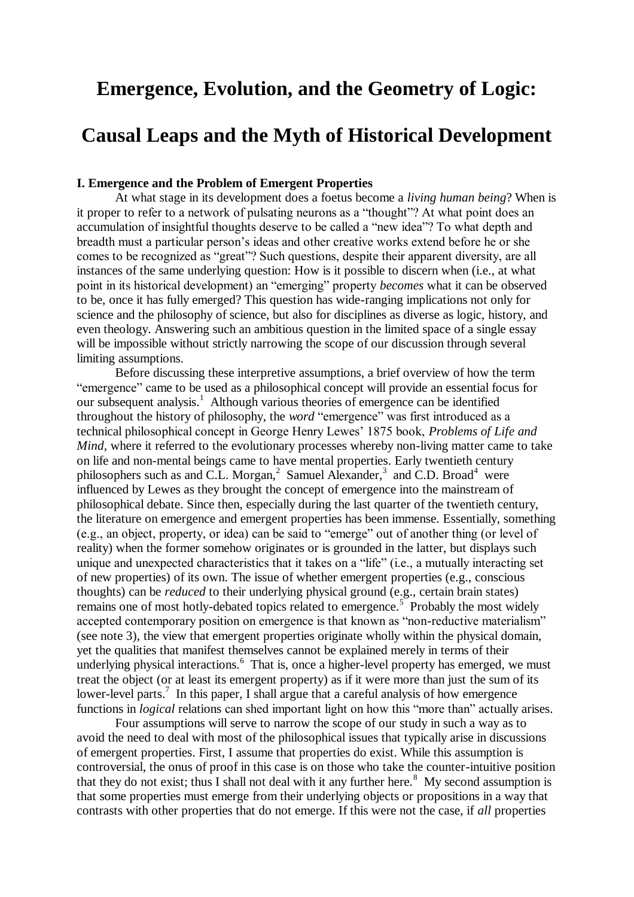# Emergence, Evolution, and the Geometry of Logic:

# Causal Leaps and the Myth of Historical Development

### I. Emergence and the Problem of Emergent Properties

At what stage in its development does a foetus become a *living human being*? When is it proper to refer to a network of pulsating neurons as a "thought"? At what point does an accumulation of insightful thoughts deserve to be called a "new idea"? To what depth and breadth must a particular person's ideas and other creative works extend before he or she comes to be recognized as "great"? Such questions, despite their apparent diversity, are all instances of the same underlying question: How is it possible to discern when (i.e., at what point in its historical development) an "emerging" property *becomes* what it can be observed to be, once it has fully emerged? This question has wide-ranging implications not only for science and the philosophy of science, but also for disciplines as diverse as logic, history, and even theology. Answering such an ambitious question in the limited space of a single essay will be impossible without strictly narrowing the scope of our discussion through several limiting assumptions.

Before discussing these interpretive assumptions, a brief overview of how the term "emergence" came to be used as a philosophical concept will provide an essential focus for our subsequent analysis.[1] Although various theories of emergence can be identified throughout the history of philosophy, the *word* "emergence" was first introduced as a technical philosophical concept in George Henry Lewes' 1875 book, *Problems of Life and Mind*, where it referred to the evolutionary processes whereby non-living matter came to take on life and non-mental beings came to have mental properties. Early twentieth century philosophers such as and C.L. Morgan,[2] Samuel Alexander,[3] and C.D. Broad[4] were influenced by Lewes as they brought the concept of emergence into the mainstream of philosophical debate. Since then, especially during the last quarter of the twentieth century, the literature on emergence and emergent properties has been immense. Essentially, something (e.g., an object, property, or idea) can be said to "emerge" out of another thing (or level of reality) when the former somehow originates or is grounded in the latter, but displays such unique and unexpected characteristics that it takes on a "life" (i.e., a mutually interacting set of new properties) of its own. The issue of whether emergent properties (e.g., conscious thoughts) can be *reduced* to their underlying physical ground (e.g., certain brain states) remains one of most hotly-debated topics related to emergence.[5] Probably the most widely accepted contemporary position on emergence is that known as "non-reductive materialism" (see note 3), the view that emergent properties originate wholly within the physical domain, yet the qualities that manifest themselves cannot be explained merely in terms of their underlying physical interactions.[6] That is, once a higher-level property has emerged, we must treat the object (or at least its emergent property) as if it were more than just the sum of its lower-level parts.[7] In this paper, I shall argue that a careful analysis of how emergence functions in *logical* relations can shed important light on how this "more than" actually arises.

Four assumptions will serve to narrow the scope of our study in such a way as to avoid the need to deal with most of the philosophical issues that typically arise in discussions of emergent properties. First, I assume that properties do exist. While this assumption is controversial, the onus of proof in this case is on those who take the counter-intuitive position that they do not exist; thus I shall not deal with it any further here.[8] My second assumption is that some properties must emerge from their underlying objects or propositions in a way that contrasts with other properties that do not emerge. If this were not the case, if *all* properties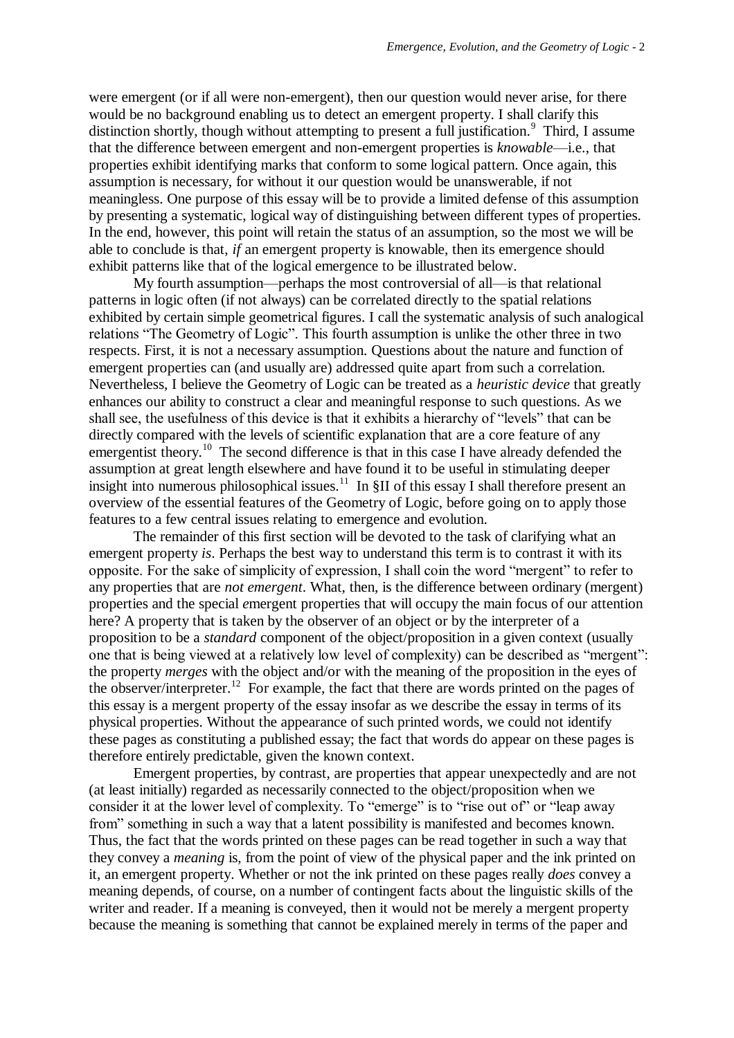were emergent (or if all were non-emergent), then our question would never arise, for there would be no background enabling us to detect an emergent property. I shall clarify this distinction shortly, though without attempting to present a full justification.[9] Third, I assume that the difference between emergent and non-emergent properties is *knowable*—i.e., that properties exhibit identifying marks that conform to some logical pattern. Once again, this assumption is necessary, for without it our question would be unanswerable, if not meaningless. One purpose of this essay will be to provide a limited defense of this assumption by presenting a systematic, logical way of distinguishing between different types of properties. In the end, however, this point will retain the status of an assumption, so the most we will be able to conclude is that, *if* an emergent property is knowable, then its emergence should exhibit patterns like that of the logical emergence to be illustrated below.

My fourth assumption—perhaps the most controversial of all—is that relational patterns in logic often (if not always) can be correlated directly to the spatial relations exhibited by certain simple geometrical figures. I call the systematic analysis of such analogical relations "The Geometry of Logic". This fourth assumption is unlike the other three in two respects. First, it is not a necessary assumption. Questions about the nature and function of emergent properties can (and usually are) addressed quite apart from such a correlation. Nevertheless, I believe the Geometry of Logic can be treated as a *heuristic device* that greatly enhances our ability to construct a clear and meaningful response to such questions. As we shall see, the usefulness of this device is that it exhibits a hierarchy of "levels" that can be directly compared with the levels of scientific explanation that are a core feature of any emergentist theory.[10] The second difference is that in this case I have already defended the assumption at great length elsewhere and have found it to be useful in stimulating deeper insight into numerous philosophical issues.[11] In §II of this essay I shall therefore present an overview of the essential features of the Geometry of Logic, before going on to apply those features to a few central issues relating to emergence and evolution.

The remainder of this first section will be devoted to the task of clarifying what an emergent property *is*. Perhaps the best way to understand this term is to contrast it with its opposite. For the sake of simplicity of expression, I shall coin the word "mergent" to refer to any properties that are *not emergent*. What, then, is the difference between ordinary (mergent) properties and the special *e*mergent properties that will occupy the main focus of our attention here? A property that is taken by the observer of an object or by the interpreter of a proposition to be a *standard* component of the object/proposition in a given context (usually one that is being viewed at a relatively low level of complexity) can be described as "mergent": the property *merges* with the object and/or with the meaning of the proposition in the eyes of the observer/interpreter.[12] For example, the fact that there are words printed on the pages of this essay is a mergent property of the essay insofar as we describe the essay in terms of its physical properties. Without the appearance of such printed words, we could not identify these pages as constituting a published essay; the fact that words do appear on these pages is therefore entirely predictable, given the known context.

Emergent properties, by contrast, are properties that appear unexpectedly and are not (at least initially) regarded as necessarily connected to the object/proposition when we consider it at the lower level of complexity. To "emerge" is to "rise out of" or "leap away from" something in such a way that a latent possibility is manifested and becomes known. Thus, the fact that the words printed on these pages can be read together in such a way that they convey a *meaning* is, from the point of view of the physical paper and the ink printed on it, an emergent property. Whether or not the ink printed on these pages really *does* convey a meaning depends, of course, on a number of contingent facts about the linguistic skills of the writer and reader. If a meaning is conveyed, then it would not be merely a mergent property because the meaning is something that cannot be explained merely in terms of the paper and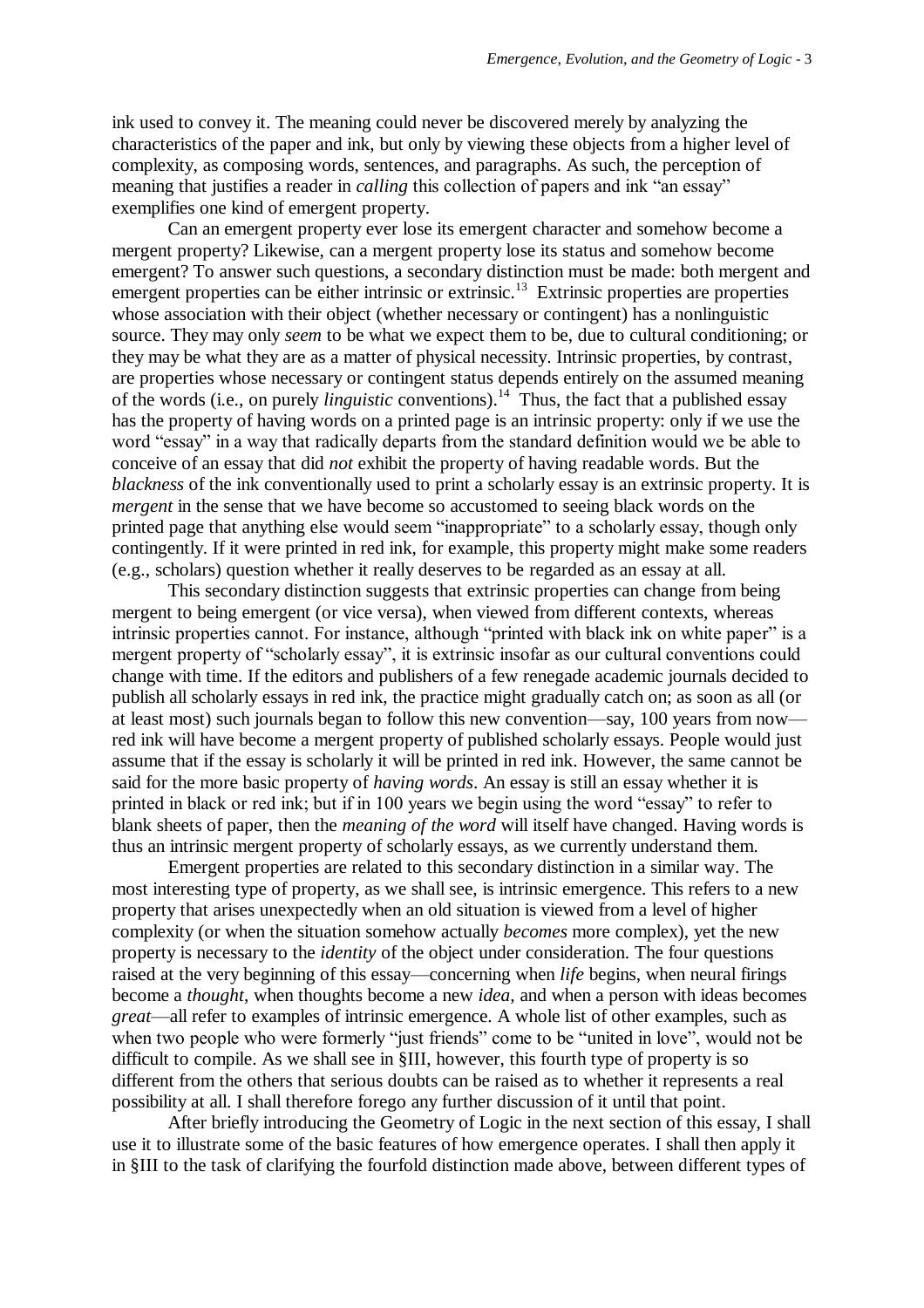ink used to convey it. The meaning could never be discovered merely by analyzing the characteristics of the paper and ink, but only by viewing these objects from a higher level of complexity, as composing words, sentences, and paragraphs. As such, the perception of meaning that justifies a reader in *calling* this collection of papers and ink "an essay" exemplifies one kind of emergent property.

Can an emergent property ever lose its emergent character and somehow become a mergent property? Likewise, can a mergent property lose its status and somehow become emergent? To answer such questions, a secondary distinction must be made: both mergent and emergent properties can be either intrinsic or extrinsic.[13] Extrinsic properties are properties whose association with their object (whether necessary or contingent) has a nonlinguistic source. They may only *seem* to be what we expect them to be, due to cultural conditioning; or they may be what they are as a matter of physical necessity. Intrinsic properties, by contrast, are properties whose necessary or contingent status depends entirely on the assumed meaning of the words (i.e., on purely *linguistic* conventions).[14] Thus, the fact that a published essay has the property of having words on a printed page is an intrinsic property: only if we use the word "essay" in a way that radically departs from the standard definition would we be able to conceive of an essay that did *not* exhibit the property of having readable words. But the *blackness* of the ink conventionally used to print a scholarly essay is an extrinsic property. It is *mergent* in the sense that we have become so accustomed to seeing black words on the printed page that anything else would seem "inappropriate" to a scholarly essay, though only contingently. If it were printed in red ink, for example, this property might make some readers (e.g., scholars) question whether it really deserves to be regarded as an essay at all.

This secondary distinction suggests that extrinsic properties can change from being mergent to being emergent (or vice versa), when viewed from different contexts, whereas intrinsic properties cannot. For instance, although "printed with black ink on white paper" is a mergent property of "scholarly essay", it is extrinsic insofar as our cultural conventions could change with time. If the editors and publishers of a few renegade academic journals decided to publish all scholarly essays in red ink, the practice might gradually catch on; as soon as all (or at least most) such journals began to follow this new convention—say, 100 years from now—red ink will have become a mergent property of published scholarly essays. People would just assume that if the essay is scholarly it will be printed in red ink. However, the same cannot be said for the more basic property of *having words*. An essay is still an essay whether it is printed in black or red ink; but if in 100 years we begin using the word "essay" to refer to blank sheets of paper, then the *meaning of the word* will itself have changed. Having words is thus an intrinsic mergent property of scholarly essays, as we currently understand them.

Emergent properties are related to this secondary distinction in a similar way. The most interesting type of property, as we shall see, is intrinsic emergence. This refers to a new property that arises unexpectedly when an old situation is viewed from a level of higher complexity (or when the situation somehow actually *becomes* more complex), yet the new property is necessary to the *identity* of the object under consideration. The four questions raised at the very beginning of this essay—concerning when *life* begins, when neural firings become a *thought*, when thoughts become a new *idea*, and when a person with ideas becomes *great*—all refer to examples of intrinsic emergence. A whole list of other examples, such as when two people who were formerly "just friends" come to be "united in love", would not be difficult to compile. As we shall see in §III, however, this fourth type of property is so different from the others that serious doubts can be raised as to whether it represents a real possibility at all. I shall therefore forego any further discussion of it until that point.

After briefly introducing the Geometry of Logic in the next section of this essay, I shall use it to illustrate some of the basic features of how emergence operates. I shall then apply it in §III to the task of clarifying the fourfold distinction made above, between different types of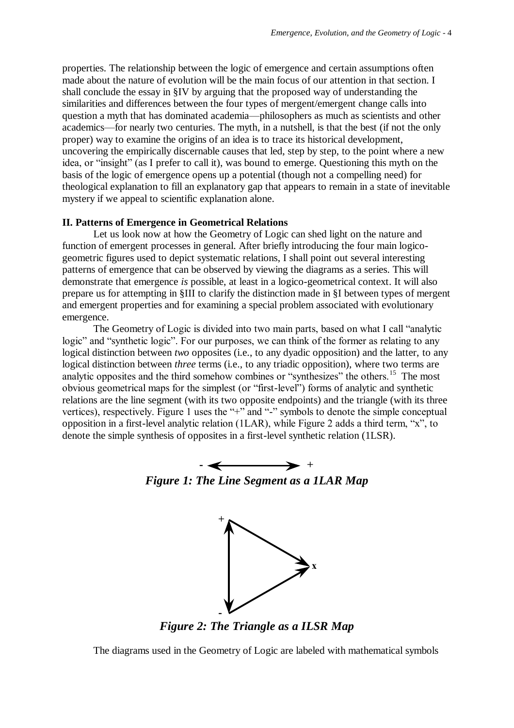properties. The relationship between the logic of emergence and certain assumptions often made about the nature of evolution will be the main focus of our attention in that section. I shall conclude the essay in §IV by arguing that the proposed way of understanding the similarities and differences between the four types of mergent/emergent change calls into question a myth that has dominated academia—philosophers as much as scientists and other academics—for nearly two centuries. The myth, in a nutshell, is that the best (if not the only proper) way to examine the origins of an idea is to trace its historical development, uncovering the empirically discernable causes that led, step by step, to the point where a new idea, or "insight" (as I prefer to call it), was bound to emerge. Questioning this myth on the basis of the logic of emergence opens up a potential (though not a compelling need) for theological explanation to fill an explanatory gap that appears to remain in a state of inevitable mystery if we appeal to scientific explanation alone.

## II. Patterns of Emergence in Geometrical Relations

Let us look now at how the Geometry of Logic can shed light on the nature and function of emergent processes in general. After briefly introducing the four main logico-geometric figures used to depict systematic relations, I shall point out several interesting patterns of emergence that can be observed by viewing the diagrams as a series. This will demonstrate that emergence *is* possible, at least in a logico-geometrical context. It will also prepare us for attempting in §III to clarify the distinction made in §I between types of mergent and emergent properties and for examining a special problem associated with evolutionary emergence.

The Geometry of Logic is divided into two main parts, based on what I call "analytic logic" and "synthetic logic". For our purposes, we can think of the former as relating to any logical distinction between *two* opposites (i.e., to any dyadic opposition) and the latter, to any logical distinction between *three* terms (i.e., to any triadic opposition), where two terms are analytic opposites and the third somehow combines or "synthesizes" the others.[15] The most obvious geometrical maps for the simplest (or "first-level") forms of analytic and synthetic relations are the line segment (with its two opposite endpoints) and the triangle (with its three vertices), respectively. Figure 1 uses the "+" and "-" symbols to denote the simple conceptual opposition in a first-level analytic relation (1LAR), while Figure 2 adds a third term, "x", to denote the simple synthesis of opposites in a first-level synthetic relation (1LSR).

- ⟵⟶ +

***Figure 1: The Line Segment as a 1LAR Map***

***Figure 2: The Triangle as a ILSR Map***

The diagrams used in the Geometry of Logic are labeled with mathematical symbols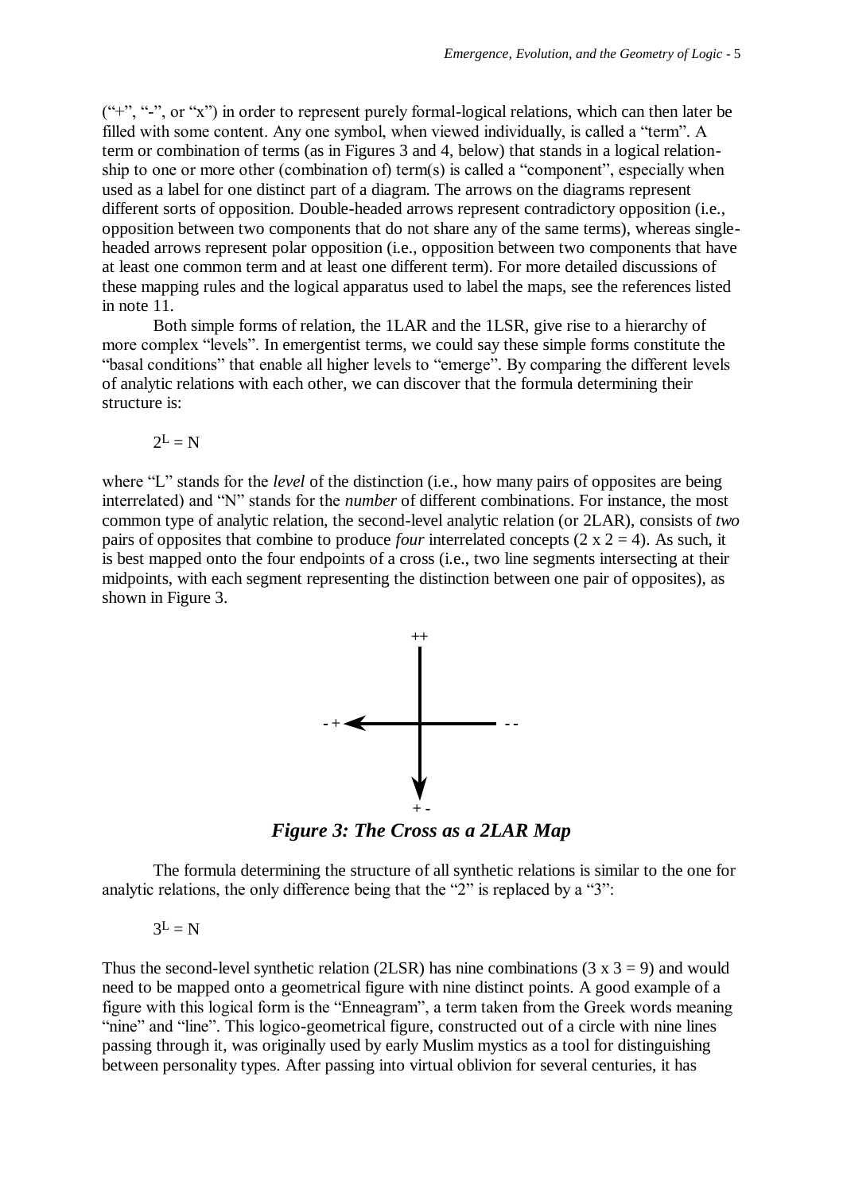("+", "-", or "x") in order to represent purely formal-logical relations, which can then later be filled with some content. Any one symbol, when viewed individually, is called a "term". A term or combination of terms (as in Figures 3 and 4, below) that stands in a logical relationship to one or more other (combination of) term(s) is called a "component", especially when used as a label for one distinct part of a diagram. The arrows on the diagrams represent different sorts of opposition. Double-headed arrows represent contradictory opposition (i.e., opposition between two components that do not share any of the same terms), whereas single-headed arrows represent polar opposition (i.e., opposition between two components that have at least one common term and at least one different term). For more detailed discussions of these mapping rules and the logical apparatus used to label the maps, see the references listed in note 11.

Both simple forms of relation, the 1LAR and the 1LSR, give rise to a hierarchy of more complex "levels". In emergentist terms, we could say these simple forms constitute the "basal conditions" that enable all higher levels to "emerge". By comparing the different levels of analytic relations with each other, we can discover that the formula determining their structure is:

$$2^L = N$$

where "L" stands for the *level* of the distinction (i.e., how many pairs of opposites are being interrelated) and "N" stands for the *number* of different combinations. For instance, the most common type of analytic relation, the second-level analytic relation (or 2LAR), consists of *two* pairs of opposites that combine to produce *four* interrelated concepts ($2 \times 2 = 4$). As such, it is best mapped onto the four endpoints of a cross (i.e., two line segments intersecting at their midpoints, with each segment representing the distinction between one pair of opposites), as shown in Figure 3.

++

\- +    - -

\+ -

***Figure 3: The Cross as a 2LAR Map***

The formula determining the structure of all synthetic relations is similar to the one for analytic relations, the only difference being that the "2" is replaced by a "3":

$$3^L = N$$

Thus the second-level synthetic relation (2LSR) has nine combinations ($3 \times 3 = 9$) and would need to be mapped onto a geometrical figure with nine distinct points. A good example of a figure with this logical form is the "Enneagram", a term taken from the Greek words meaning "nine" and "line". This logico-geometrical figure, constructed out of a circle with nine lines passing through it, was originally used by early Muslim mystics as a tool for distinguishing between personality types. After passing into virtual oblivion for several centuries, it has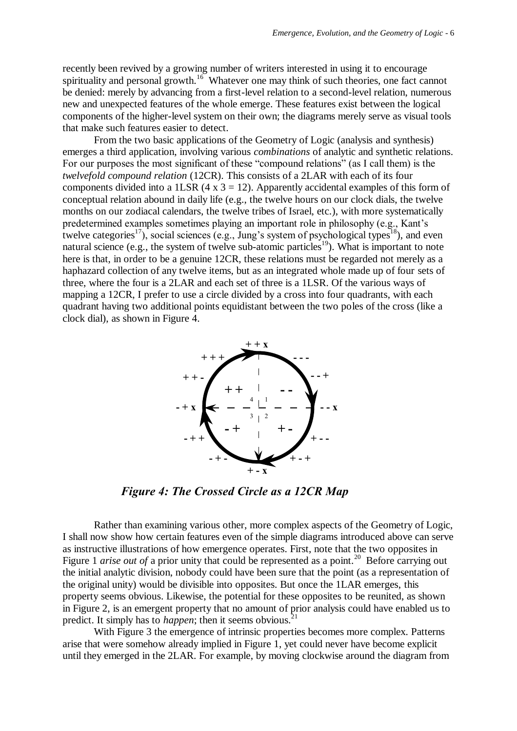recently been revived by a growing number of writers interested in using it to encourage spirituality and personal growth.[16] Whatever one may think of such theories, one fact cannot be denied: merely by advancing from a first-level relation to a second-level relation, numerous new and unexpected features of the whole emerge. These features exist between the logical components of the higher-level system on their own; the diagrams merely serve as visual tools that make such features easier to detect.

From the two basic applications of the Geometry of Logic (analysis and synthesis) emerges a third application, involving various *combinations* of analytic and synthetic relations. For our purposes the most significant of these "compound relations" (as I call them) is the *twelvefold compound relation* (12CR). This consists of a 2LAR with each of its four components divided into a 1LSR (4 x 3 = 12). Apparently accidental examples of this form of conceptual relation abound in daily life (e.g., the twelve hours on our clock dials, the twelve months on our zodiacal calendars, the twelve tribes of Israel, etc.), with more systematically predetermined examples sometimes playing an important role in philosophy (e.g., Kant's twelve categories[17]), social sciences (e.g., Jung's system of psychological types[18]), and even natural science (e.g., the system of twelve sub-atomic particles[19]). What is important to note here is that, in order to be a genuine 12CR, these relations must be regarded not merely as a haphazard collection of any twelve items, but as an integrated whole made up of four sets of three, where the four is a 2LAR and each set of three is a 1LSR. Of the various ways of mapping a 12CR, I prefer to use a circle divided by a cross into four quadrants, with each quadrant having two additional points equidistant between the two poles of the cross (like a clock dial), as shown in Figure 4.

*Figure 4: The Crossed Circle as a 12CR Map*

Rather than examining various other, more complex aspects of the Geometry of Logic, I shall now show how certain features even of the simple diagrams introduced above can serve as instructive illustrations of how emergence operates. First, note that the two opposites in Figure 1 *arise out of* a prior unity that could be represented as a point.[20] Before carrying out the initial analytic division, nobody could have been sure that the point (as a representation of the original unity) would be divisible into opposites. But once the 1LAR emerges, this property seems obvious. Likewise, the potential for these opposites to be reunited, as shown in Figure 2, is an emergent property that no amount of prior analysis could have enabled us to predict. It simply has to *happen*; then it seems obvious.[21]

With Figure 3 the emergence of intrinsic properties becomes more complex. Patterns arise that were somehow already implied in Figure 1, yet could never have become explicit until they emerged in the 2LAR. For example, by moving clockwise around the diagram from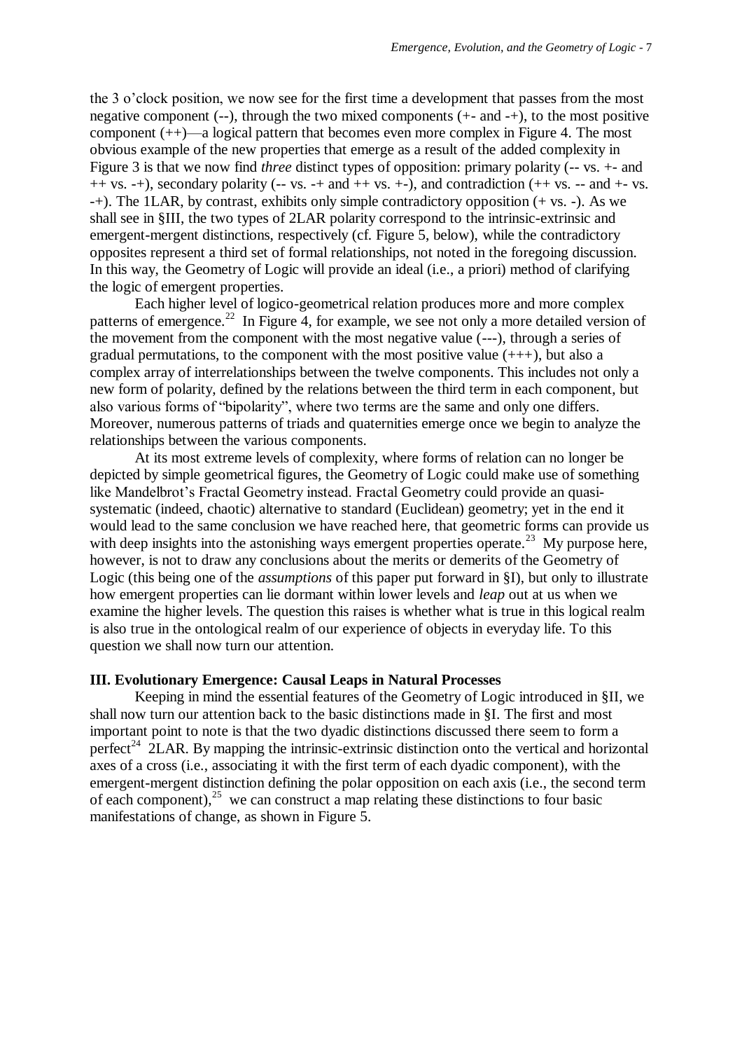the 3 o'clock position, we now see for the first time a development that passes from the most negative component (--), through the two mixed components (+- and -+), to the most positive component (++)—a logical pattern that becomes even more complex in Figure 4. The most obvious example of the new properties that emerge as a result of the added complexity in Figure 3 is that we now find *three* distinct types of opposition: primary polarity (-- vs. +- and ++ vs. -+), secondary polarity (-- vs. -+ and ++ vs. +-), and contradiction (++ vs. -- and +- vs. -+). The 1LAR, by contrast, exhibits only simple contradictory opposition (+ vs. -). As we shall see in §III, the two types of 2LAR polarity correspond to the intrinsic-extrinsic and emergent-mergent distinctions, respectively (cf. Figure 5, below), while the contradictory opposites represent a third set of formal relationships, not noted in the foregoing discussion. In this way, the Geometry of Logic will provide an ideal (i.e., a priori) method of clarifying the logic of emergent properties.

Each higher level of logico-geometrical relation produces more and more complex patterns of emergence.[22] In Figure 4, for example, we see not only a more detailed version of the movement from the component with the most negative value (---), through a series of gradual permutations, to the component with the most positive value (+++), but also a complex array of interrelationships between the twelve components. This includes not only a new form of polarity, defined by the relations between the third term in each component, but also various forms of "bipolarity", where two terms are the same and only one differs. Moreover, numerous patterns of triads and quaternities emerge once we begin to analyze the relationships between the various components.

At its most extreme levels of complexity, where forms of relation can no longer be depicted by simple geometrical figures, the Geometry of Logic could make use of something like Mandelbrot's Fractal Geometry instead. Fractal Geometry could provide an quasi-systematic (indeed, chaotic) alternative to standard (Euclidean) geometry; yet in the end it would lead to the same conclusion we have reached here, that geometric forms can provide us with deep insights into the astonishing ways emergent properties operate.[23] My purpose here, however, is not to draw any conclusions about the merits or demerits of the Geometry of Logic (this being one of the *assumptions* of this paper put forward in §I), but only to illustrate how emergent properties can lie dormant within lower levels and *leap* out at us when we examine the higher levels. The question this raises is whether what is true in this logical realm is also true in the ontological realm of our experience of objects in everyday life. To this question we shall now turn our attention.

## III. Evolutionary Emergence: Causal Leaps in Natural Processes

Keeping in mind the essential features of the Geometry of Logic introduced in §II, we shall now turn our attention back to the basic distinctions made in §I. The first and most important point to note is that the two dyadic distinctions discussed there seem to form a perfect[24] 2LAR. By mapping the intrinsic-extrinsic distinction onto the vertical and horizontal axes of a cross (i.e., associating it with the first term of each dyadic component), with the emergent-mergent distinction defining the polar opposition on each axis (i.e., the second term of each component),[25] we can construct a map relating these distinctions to four basic manifestations of change, as shown in Figure 5.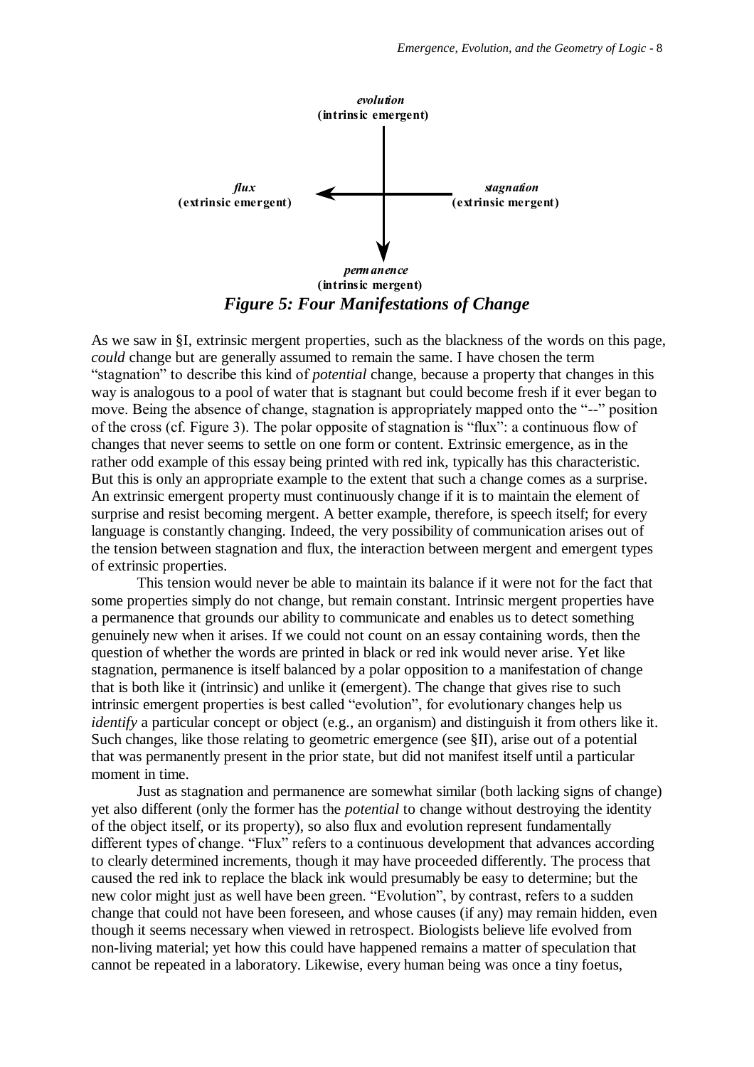*evolution*
**(intrinsic emergent)**

*flux*
**(extrinsic emergent)**

*stagnation*
**(extrinsic mergent)**

*permanence*
**(intrinsic mergent)**

***Figure 5: Four Manifestations of Change***

As we saw in §I, extrinsic mergent properties, such as the blackness of the words on this page, *could* change but are generally assumed to remain the same. I have chosen the term "stagnation" to describe this kind of *potential* change, because a property that changes in this way is analogous to a pool of water that is stagnant but could become fresh if it ever began to move. Being the absence of change, stagnation is appropriately mapped onto the "--" position of the cross (cf. Figure 3). The polar opposite of stagnation is "flux": a continuous flow of changes that never seems to settle on one form or content. Extrinsic emergence, as in the rather odd example of this essay being printed with red ink, typically has this characteristic. But this is only an appropriate example to the extent that such a change comes as a surprise. An extrinsic emergent property must continuously change if it is to maintain the element of surprise and resist becoming mergent. A better example, therefore, is speech itself; for every language is constantly changing. Indeed, the very possibility of communication arises out of the tension between stagnation and flux, the interaction between mergent and emergent types of extrinsic properties.

This tension would never be able to maintain its balance if it were not for the fact that some properties simply do not change, but remain constant. Intrinsic mergent properties have a permanence that grounds our ability to communicate and enables us to detect something genuinely new when it arises. If we could not count on an essay containing words, then the question of whether the words are printed in black or red ink would never arise. Yet like stagnation, permanence is itself balanced by a polar opposition to a manifestation of change that is both like it (intrinsic) and unlike it (emergent). The change that gives rise to such intrinsic emergent properties is best called "evolution", for evolutionary changes help us *identify* a particular concept or object (e.g., an organism) and distinguish it from others like it. Such changes, like those relating to geometric emergence (see §II), arise out of a potential that was permanently present in the prior state, but did not manifest itself until a particular moment in time.

Just as stagnation and permanence are somewhat similar (both lacking signs of change) yet also different (only the former has the *potential* to change without destroying the identity of the object itself, or its property), so also flux and evolution represent fundamentally different types of change. "Flux" refers to a continuous development that advances according to clearly determined increments, though it may have proceeded differently. The process that caused the red ink to replace the black ink would presumably be easy to determine; but the new color might just as well have been green. "Evolution", by contrast, refers to a sudden change that could not have been foreseen, and whose causes (if any) may remain hidden, even though it seems necessary when viewed in retrospect. Biologists believe life evolved from non-living material; yet how this could have happened remains a matter of speculation that cannot be repeated in a laboratory. Likewise, every human being was once a tiny foetus,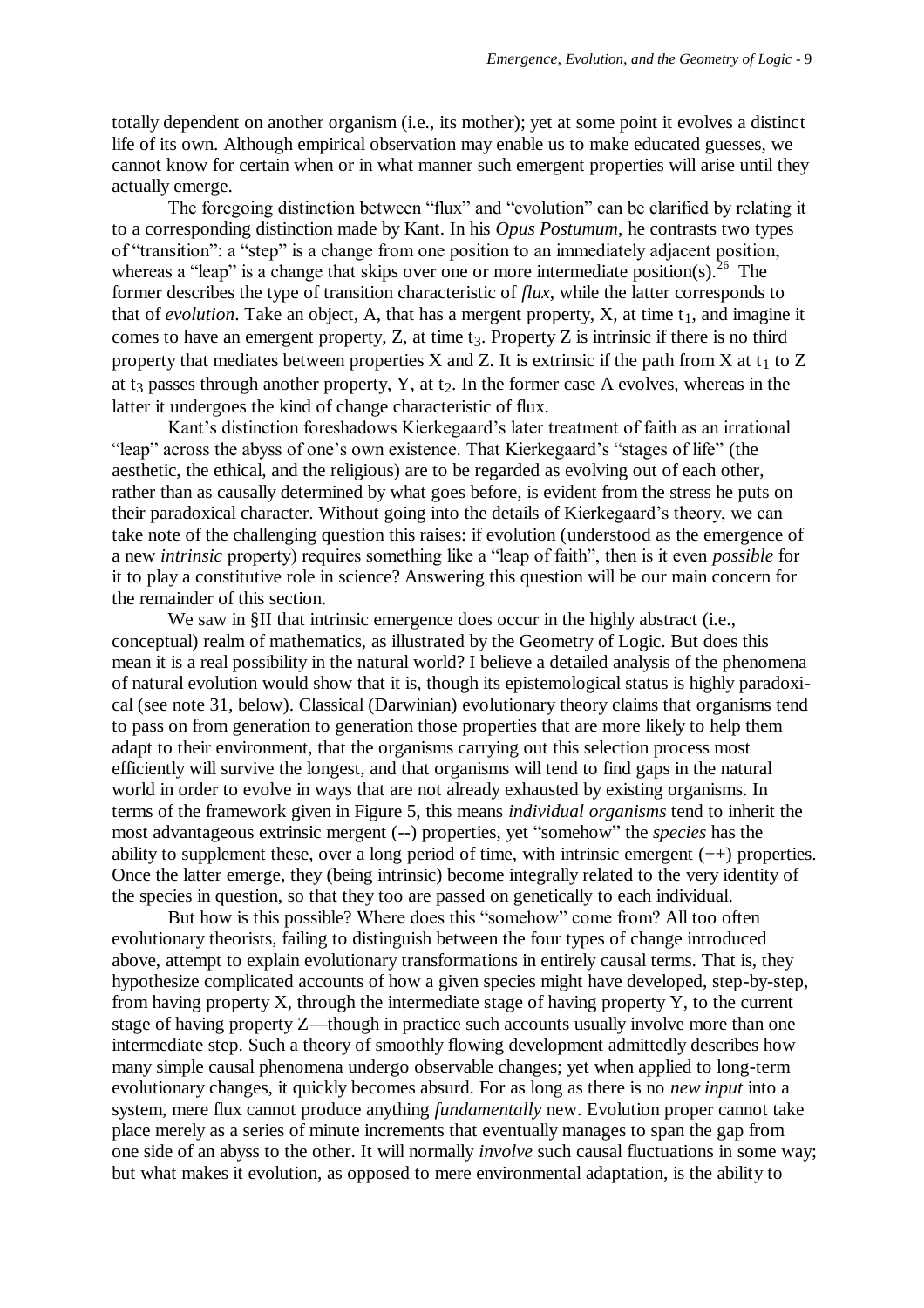totally dependent on another organism (i.e., its mother); yet at some point it evolves a distinct life of its own. Although empirical observation may enable us to make educated guesses, we cannot know for certain when or in what manner such emergent properties will arise until they actually emerge.

The foregoing distinction between "flux" and "evolution" can be clarified by relating it to a corresponding distinction made by Kant. In his *Opus Postumum*, he contrasts two types of "transition": a "step" is a change from one position to an immediately adjacent position, whereas a "leap" is a change that skips over one or more intermediate position(s).[26] The former describes the type of transition characteristic of *flux*, while the latter corresponds to that of *evolution*. Take an object, A, that has a mergent property, X, at time $t_1$, and imagine it comes to have an emergent property, Z, at time $t_3$. Property Z is intrinsic if there is no third property that mediates between properties X and Z. It is extrinsic if the path from X at $t_1$ to Z at $t_3$ passes through another property, Y, at $t_2$. In the former case A evolves, whereas in the latter it undergoes the kind of change characteristic of flux.

Kant's distinction foreshadows Kierkegaard's later treatment of faith as an irrational "leap" across the abyss of one's own existence. That Kierkegaard's "stages of life" (the aesthetic, the ethical, and the religious) are to be regarded as evolving out of each other, rather than as causally determined by what goes before, is evident from the stress he puts on their paradoxical character. Without going into the details of Kierkegaard's theory, we can take note of the challenging question this raises: if evolution (understood as the emergence of a new *intrinsic* property) requires something like a "leap of faith", then is it even *possible* for it to play a constitutive role in science? Answering this question will be our main concern for the remainder of this section.

We saw in §II that intrinsic emergence does occur in the highly abstract (i.e., conceptual) realm of mathematics, as illustrated by the Geometry of Logic. But does this mean it is a real possibility in the natural world? I believe a detailed analysis of the phenomena of natural evolution would show that it is, though its epistemological status is highly paradoxical (see note 31, below). Classical (Darwinian) evolutionary theory claims that organisms tend to pass on from generation to generation those properties that are more likely to help them adapt to their environment, that the organisms carrying out this selection process most efficiently will survive the longest, and that organisms will tend to find gaps in the natural world in order to evolve in ways that are not already exhausted by existing organisms. In terms of the framework given in Figure 5, this means *individual organisms* tend to inherit the most advantageous extrinsic mergent (--) properties, yet "somehow" the *species* has the ability to supplement these, over a long period of time, with intrinsic emergent (++) properties. Once the latter emerge, they (being intrinsic) become integrally related to the very identity of the species in question, so that they too are passed on genetically to each individual.

But how is this possible? Where does this "somehow" come from? All too often evolutionary theorists, failing to distinguish between the four types of change introduced above, attempt to explain evolutionary transformations in entirely causal terms. That is, they hypothesize complicated accounts of how a given species might have developed, step-by-step, from having property X, through the intermediate stage of having property Y, to the current stage of having property Z—though in practice such accounts usually involve more than one intermediate step. Such a theory of smoothly flowing development admittedly describes how many simple causal phenomena undergo observable changes; yet when applied to long-term evolutionary changes, it quickly becomes absurd. For as long as there is no *new input* into a system, mere flux cannot produce anything *fundamentally* new. Evolution proper cannot take place merely as a series of minute increments that eventually manages to span the gap from one side of an abyss to the other. It will normally *involve* such causal fluctuations in some way; but what makes it evolution, as opposed to mere environmental adaptation, is the ability to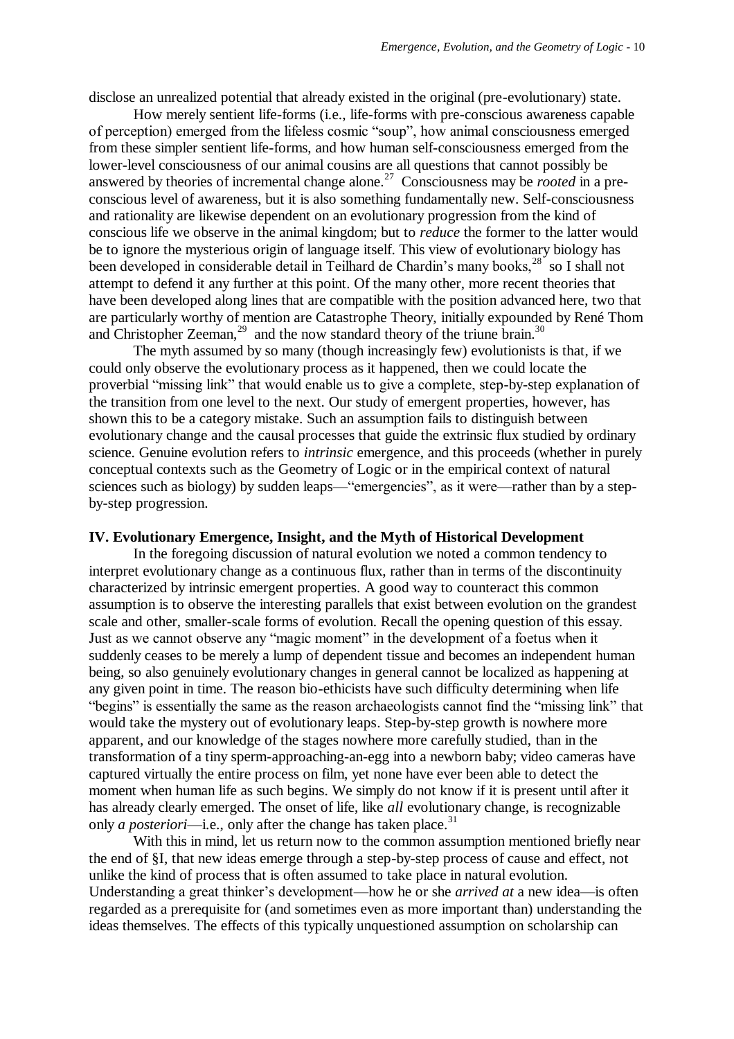disclose an unrealized potential that already existed in the original (pre-evolutionary) state.

How merely sentient life-forms (i.e., life-forms with pre-conscious awareness capable of perception) emerged from the lifeless cosmic "soup", how animal consciousness emerged from these simpler sentient life-forms, and how human self-consciousness emerged from the lower-level consciousness of our animal cousins are all questions that cannot possibly be answered by theories of incremental change alone.[27] Consciousness may be *rooted* in a pre-conscious level of awareness, but it is also something fundamentally new. Self-consciousness and rationality are likewise dependent on an evolutionary progression from the kind of conscious life we observe in the animal kingdom; but to *reduce* the former to the latter would be to ignore the mysterious origin of language itself. This view of evolutionary biology has been developed in considerable detail in Teilhard de Chardin's many books,[28] so I shall not attempt to defend it any further at this point. Of the many other, more recent theories that have been developed along lines that are compatible with the position advanced here, two that are particularly worthy of mention are Catastrophe Theory, initially expounded by René Thom and Christopher Zeeman,[29] and the now standard theory of the triune brain.[30]

The myth assumed by so many (though increasingly few) evolutionists is that, if we could only observe the evolutionary process as it happened, then we could locate the proverbial "missing link" that would enable us to give a complete, step-by-step explanation of the transition from one level to the next. Our study of emergent properties, however, has shown this to be a category mistake. Such an assumption fails to distinguish between evolutionary change and the causal processes that guide the extrinsic flux studied by ordinary science. Genuine evolution refers to *intrinsic* emergence, and this proceeds (whether in purely conceptual contexts such as the Geometry of Logic or in the empirical context of natural sciences such as biology) by sudden leaps—"emergencies", as it were—rather than by a step-by-step progression.

**IV. Evolutionary Emergence, Insight, and the Myth of Historical Development**

In the foregoing discussion of natural evolution we noted a common tendency to interpret evolutionary change as a continuous flux, rather than in terms of the discontinuity characterized by intrinsic emergent properties. A good way to counteract this common assumption is to observe the interesting parallels that exist between evolution on the grandest scale and other, smaller-scale forms of evolution. Recall the opening question of this essay. Just as we cannot observe any "magic moment" in the development of a foetus when it suddenly ceases to be merely a lump of dependent tissue and becomes an independent human being, so also genuinely evolutionary changes in general cannot be localized as happening at any given point in time. The reason bio-ethicists have such difficulty determining when life "begins" is essentially the same as the reason archaeologists cannot find the "missing link" that would take the mystery out of evolutionary leaps. Step-by-step growth is nowhere more apparent, and our knowledge of the stages nowhere more carefully studied, than in the transformation of a tiny sperm-approaching-an-egg into a newborn baby; video cameras have captured virtually the entire process on film, yet none have ever been able to detect the moment when human life as such begins. We simply do not know if it is present until after it has already clearly emerged. The onset of life, like *all* evolutionary change, is recognizable only *a posteriori*—i.e., only after the change has taken place.[31]

With this in mind, let us return now to the common assumption mentioned briefly near the end of §I, that new ideas emerge through a step-by-step process of cause and effect, not unlike the kind of process that is often assumed to take place in natural evolution. Understanding a great thinker's development—how he or she *arrived at* a new idea—is often regarded as a prerequisite for (and sometimes even as more important than) understanding the ideas themselves. The effects of this typically unquestioned assumption on scholarship can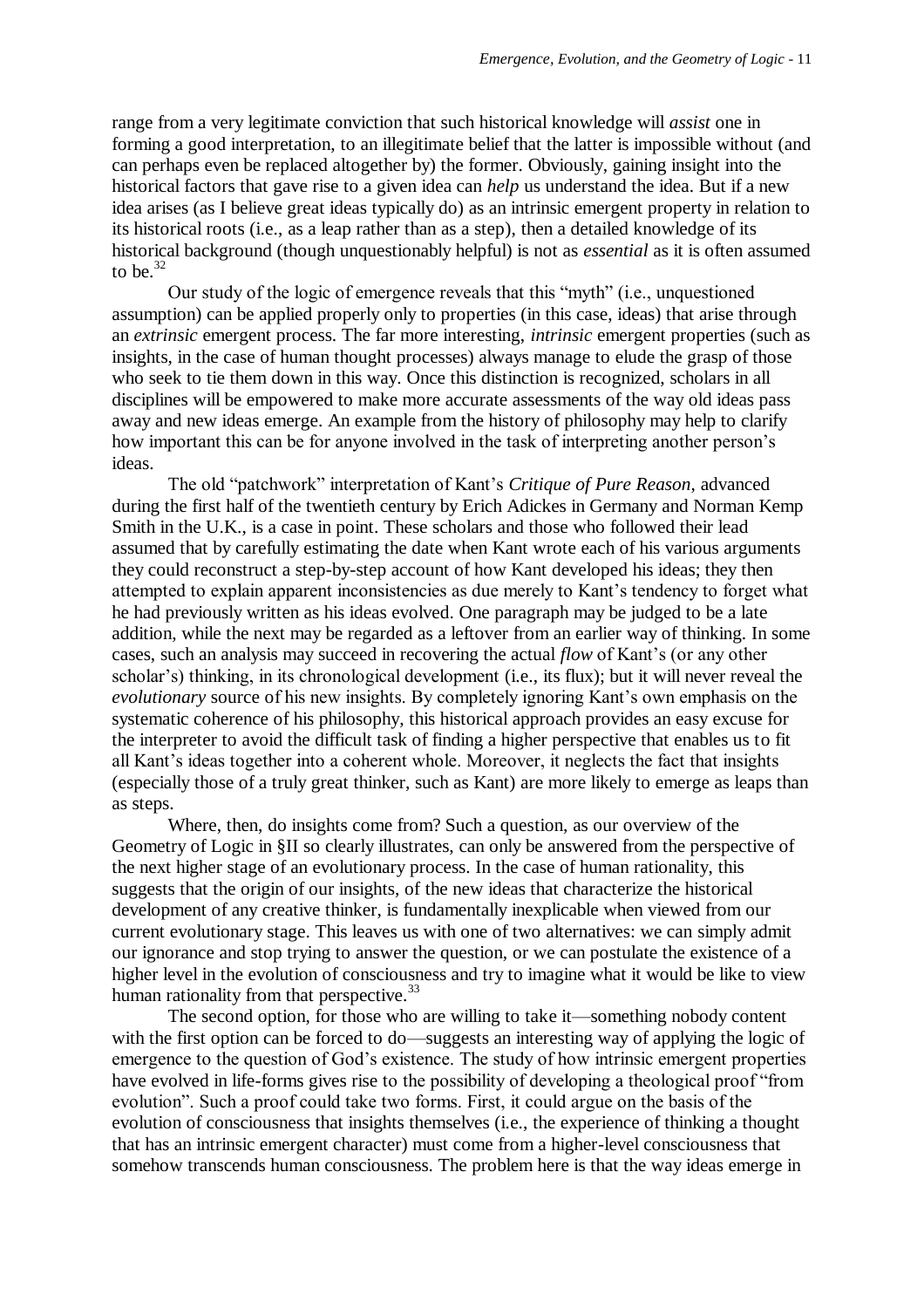range from a very legitimate conviction that such historical knowledge will *assist* one in forming a good interpretation, to an illegitimate belief that the latter is impossible without (and can perhaps even be replaced altogether by) the former. Obviously, gaining insight into the historical factors that gave rise to a given idea can *help* us understand the idea. But if a new idea arises (as I believe great ideas typically do) as an intrinsic emergent property in relation to its historical roots (i.e., as a leap rather than as a step), then a detailed knowledge of its historical background (though unquestionably helpful) is not as *essential* as it is often assumed to be.[32]

Our study of the logic of emergence reveals that this "myth" (i.e., unquestioned assumption) can be applied properly only to properties (in this case, ideas) that arise through an *extrinsic* emergent process. The far more interesting, *intrinsic* emergent properties (such as insights, in the case of human thought processes) always manage to elude the grasp of those who seek to tie them down in this way. Once this distinction is recognized, scholars in all disciplines will be empowered to make more accurate assessments of the way old ideas pass away and new ideas emerge. An example from the history of philosophy may help to clarify how important this can be for anyone involved in the task of interpreting another person's ideas.

The old "patchwork" interpretation of Kant's *Critique of Pure Reason*, advanced during the first half of the twentieth century by Erich Adickes in Germany and Norman Kemp Smith in the U.K., is a case in point. These scholars and those who followed their lead assumed that by carefully estimating the date when Kant wrote each of his various arguments they could reconstruct a step-by-step account of how Kant developed his ideas; they then attempted to explain apparent inconsistencies as due merely to Kant's tendency to forget what he had previously written as his ideas evolved. One paragraph may be judged to be a late addition, while the next may be regarded as a leftover from an earlier way of thinking. In some cases, such an analysis may succeed in recovering the actual *flow* of Kant's (or any other scholar's) thinking, in its chronological development (i.e., its flux); but it will never reveal the *evolutionary* source of his new insights. By completely ignoring Kant's own emphasis on the systematic coherence of his philosophy, this historical approach provides an easy excuse for the interpreter to avoid the difficult task of finding a higher perspective that enables us to fit all Kant's ideas together into a coherent whole. Moreover, it neglects the fact that insights (especially those of a truly great thinker, such as Kant) are more likely to emerge as leaps than as steps.

Where, then, do insights come from? Such a question, as our overview of the Geometry of Logic in §II so clearly illustrates, can only be answered from the perspective of the next higher stage of an evolutionary process. In the case of human rationality, this suggests that the origin of our insights, of the new ideas that characterize the historical development of any creative thinker, is fundamentally inexplicable when viewed from our current evolutionary stage. This leaves us with one of two alternatives: we can simply admit our ignorance and stop trying to answer the question, or we can postulate the existence of a higher level in the evolution of consciousness and try to imagine what it would be like to view human rationality from that perspective.[33]

The second option, for those who are willing to take it—something nobody content with the first option can be forced to do—suggests an interesting way of applying the logic of emergence to the question of God's existence. The study of how intrinsic emergent properties have evolved in life-forms gives rise to the possibility of developing a theological proof "from evolution". Such a proof could take two forms. First, it could argue on the basis of the evolution of consciousness that insights themselves (i.e., the experience of thinking a thought that has an intrinsic emergent character) must come from a higher-level consciousness that somehow transcends human consciousness. The problem here is that the way ideas emerge in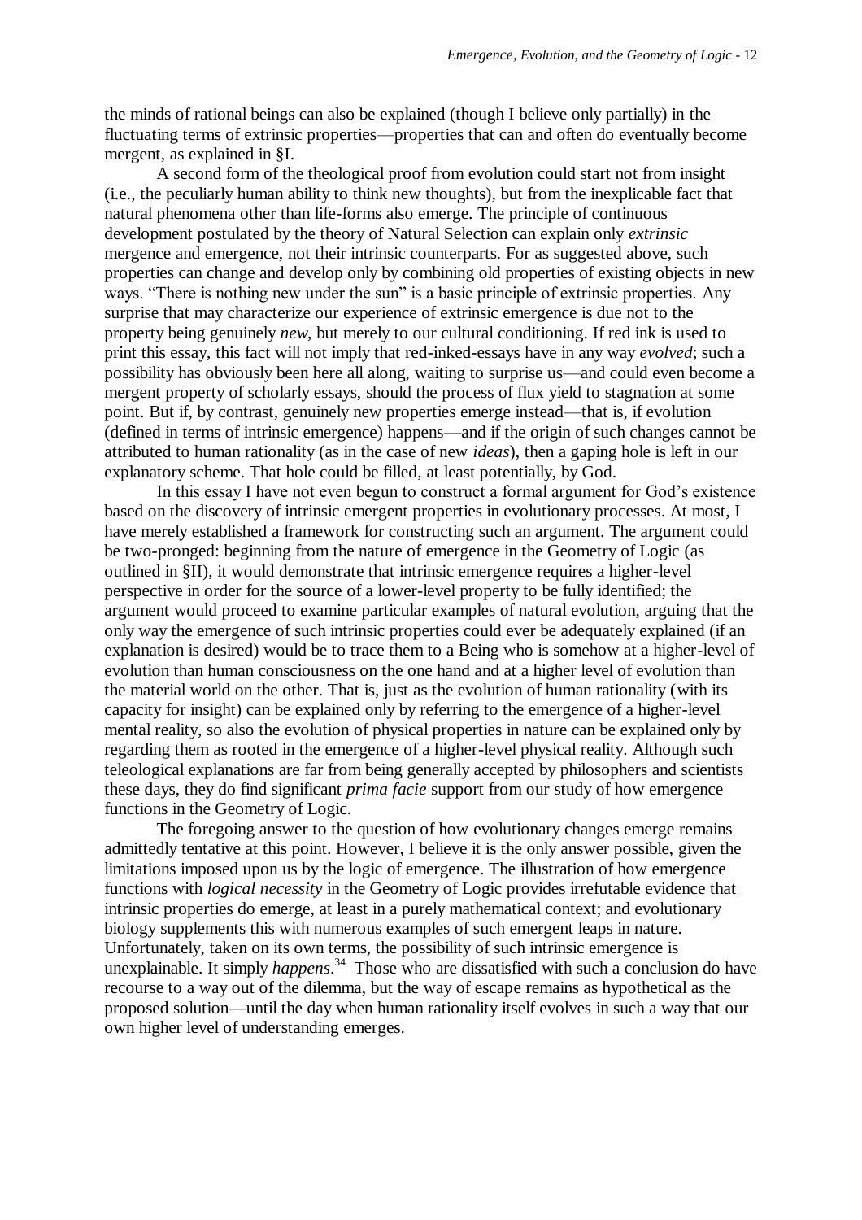the minds of rational beings can also be explained (though I believe only partially) in the fluctuating terms of extrinsic properties—properties that can and often do eventually become mergent, as explained in §I.

A second form of the theological proof from evolution could start not from insight (i.e., the peculiarly human ability to think new thoughts), but from the inexplicable fact that natural phenomena other than life-forms also emerge. The principle of continuous development postulated by the theory of Natural Selection can explain only *extrinsic* mergence and emergence, not their intrinsic counterparts. For as suggested above, such properties can change and develop only by combining old properties of existing objects in new ways. "There is nothing new under the sun" is a basic principle of extrinsic properties. Any surprise that may characterize our experience of extrinsic emergence is due not to the property being genuinely *new*, but merely to our cultural conditioning. If red ink is used to print this essay, this fact will not imply that red-inked-essays have in any way *evolved*; such a possibility has obviously been here all along, waiting to surprise us—and could even become a mergent property of scholarly essays, should the process of flux yield to stagnation at some point. But if, by contrast, genuinely new properties emerge instead—that is, if evolution (defined in terms of intrinsic emergence) happens—and if the origin of such changes cannot be attributed to human rationality (as in the case of new *ideas*), then a gaping hole is left in our explanatory scheme. That hole could be filled, at least potentially, by God.

In this essay I have not even begun to construct a formal argument for God's existence based on the discovery of intrinsic emergent properties in evolutionary processes. At most, I have merely established a framework for constructing such an argument. The argument could be two-pronged: beginning from the nature of emergence in the Geometry of Logic (as outlined in §II), it would demonstrate that intrinsic emergence requires a higher-level perspective in order for the source of a lower-level property to be fully identified; the argument would proceed to examine particular examples of natural evolution, arguing that the only way the emergence of such intrinsic properties could ever be adequately explained (if an explanation is desired) would be to trace them to a Being who is somehow at a higher-level of evolution than human consciousness on the one hand and at a higher level of evolution than the material world on the other. That is, just as the evolution of human rationality (with its capacity for insight) can be explained only by referring to the emergence of a higher-level mental reality, so also the evolution of physical properties in nature can be explained only by regarding them as rooted in the emergence of a higher-level physical reality. Although such teleological explanations are far from being generally accepted by philosophers and scientists these days, they do find significant *prima facie* support from our study of how emergence functions in the Geometry of Logic.

The foregoing answer to the question of how evolutionary changes emerge remains admittedly tentative at this point. However, I believe it is the only answer possible, given the limitations imposed upon us by the logic of emergence. The illustration of how emergence functions with *logical necessity* in the Geometry of Logic provides irrefutable evidence that intrinsic properties do emerge, at least in a purely mathematical context; and evolutionary biology supplements this with numerous examples of such emergent leaps in nature. Unfortunately, taken on its own terms, the possibility of such intrinsic emergence is unexplainable. It simply *happens*.[34] Those who are dissatisfied with such a conclusion do have recourse to a way out of the dilemma, but the way of escape remains as hypothetical as the proposed solution—until the day when human rationality itself evolves in such a way that our own higher level of understanding emerges.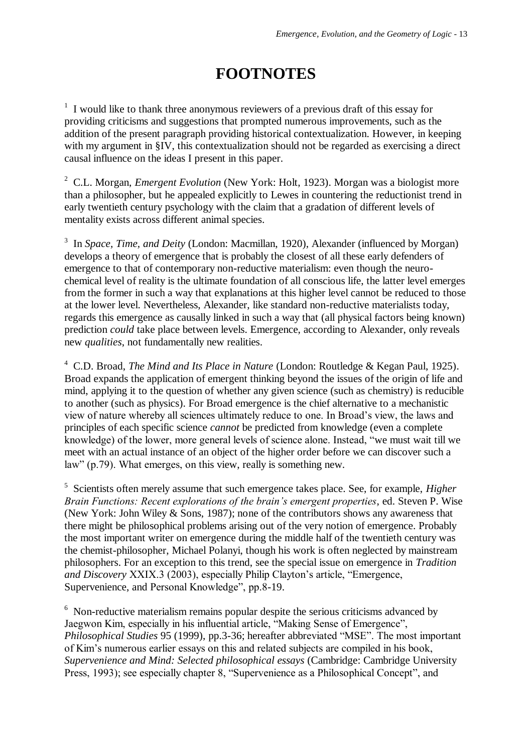# FOOTNOTES

[1] I would like to thank three anonymous reviewers of a previous draft of this essay for providing criticisms and suggestions that prompted numerous improvements, such as the addition of the present paragraph providing historical contextualization. However, in keeping with my argument in §IV, this contextualization should not be regarded as exercising a direct causal influence on the ideas I present in this paper.

[2] C.L. Morgan, *Emergent Evolution* (New York: Holt, 1923). Morgan was a biologist more than a philosopher, but he appealed explicitly to Lewes in countering the reductionist trend in early twentieth century psychology with the claim that a gradation of different levels of mentality exists across different animal species.

[3] In *Space, Time, and Deity* (London: Macmillan, 1920), Alexander (influenced by Morgan) develops a theory of emergence that is probably the closest of all these early defenders of emergence to that of contemporary non-reductive materialism: even though the neuro-chemical level of reality is the ultimate foundation of all conscious life, the latter level emerges from the former in such a way that explanations at this higher level cannot be reduced to those at the lower level. Nevertheless, Alexander, like standard non-reductive materialists today, regards this emergence as causally linked in such a way that (all physical factors being known) prediction *could* take place between levels. Emergence, according to Alexander, only reveals new *qualities*, not fundamentally new realities.

[4] C.D. Broad, *The Mind and Its Place in Nature* (London: Routledge & Kegan Paul, 1925). Broad expands the application of emergent thinking beyond the issues of the origin of life and mind, applying it to the question of whether any given science (such as chemistry) is reducible to another (such as physics). For Broad emergence is the chief alternative to a mechanistic view of nature whereby all sciences ultimately reduce to one. In Broad's view, the laws and principles of each specific science *cannot* be predicted from knowledge (even a complete knowledge) of the lower, more general levels of science alone. Instead, "we must wait till we meet with an actual instance of an object of the higher order before we can discover such a law" (p.79). What emerges, on this view, really is something new.

[5] Scientists often merely assume that such emergence takes place. See, for example, *Higher Brain Functions: Recent explorations of the brain's emergent properties*, ed. Steven P. Wise (New York: John Wiley & Sons, 1987); none of the contributors shows any awareness that there might be philosophical problems arising out of the very notion of emergence. Probably the most important writer on emergence during the middle half of the twentieth century was the chemist-philosopher, Michael Polanyi, though his work is often neglected by mainstream philosophers. For an exception to this trend, see the special issue on emergence in *Tradition and Discovery* XXIX.3 (2003), especially Philip Clayton's article, "Emergence, Supervenience, and Personal Knowledge", pp.8-19.

[6] Non-reductive materialism remains popular despite the serious criticisms advanced by Jaegwon Kim, especially in his influential article, "Making Sense of Emergence", *Philosophical Studies* 95 (1999), pp.3-36; hereafter abbreviated "MSE". The most important of Kim's numerous earlier essays on this and related subjects are compiled in his book, *Supervenience and Mind: Selected philosophical essays* (Cambridge: Cambridge University Press, 1993); see especially chapter 8, "Supervenience as a Philosophical Concept", and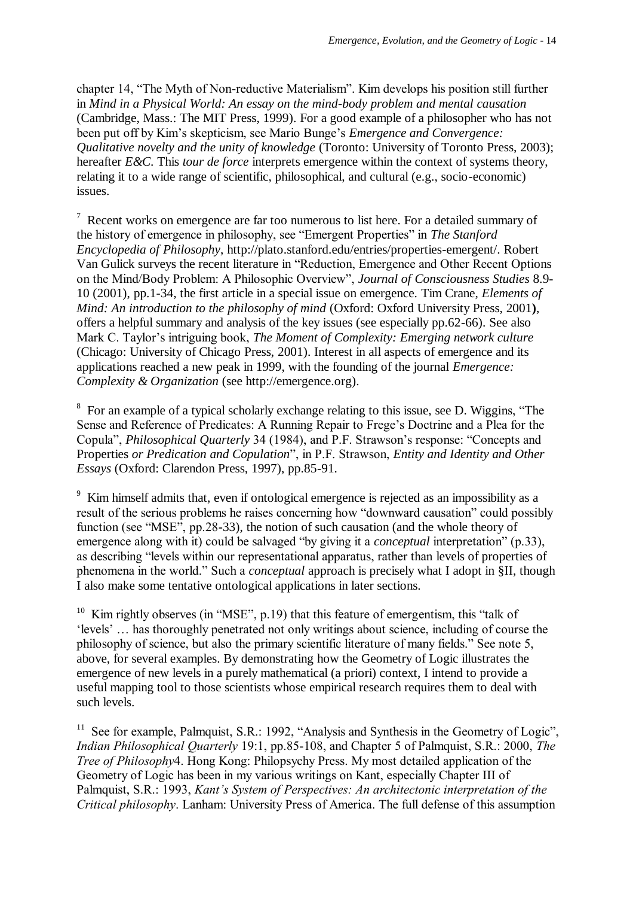chapter 14, "The Myth of Non-reductive Materialism". Kim develops his position still further in *Mind in a Physical World: An essay on the mind-body problem and mental causation* (Cambridge, Mass.: The MIT Press, 1999). For a good example of a philosopher who has not been put off by Kim's skepticism, see Mario Bunge's *Emergence and Convergence: Qualitative novelty and the unity of knowledge* (Toronto: University of Toronto Press, 2003); hereafter *E&C*. This *tour de force* interprets emergence within the context of systems theory, relating it to a wide range of scientific, philosophical, and cultural (e.g., socio-economic) issues.

[7] Recent works on emergence are far too numerous to list here. For a detailed summary of the history of emergence in philosophy, see "Emergent Properties" in *The Stanford Encyclopedia of Philosophy*, http://plato.stanford.edu/entries/properties-emergent/. Robert Van Gulick surveys the recent literature in "Reduction, Emergence and Other Recent Options on the Mind/Body Problem: A Philosophic Overview", *Journal of Consciousness Studies* 8.9-10 (2001), pp.1-34, the first article in a special issue on emergence. Tim Crane, *Elements of Mind: An introduction to the philosophy of mind* (Oxford: Oxford University Press, 2001), offers a helpful summary and analysis of the key issues (see especially pp.62-66). See also Mark C. Taylor's intriguing book, *The Moment of Complexity: Emerging network culture* (Chicago: University of Chicago Press, 2001). Interest in all aspects of emergence and its applications reached a new peak in 1999, with the founding of the journal *Emergence: Complexity & Organization* (see http://emergence.org).

[8] For an example of a typical scholarly exchange relating to this issue, see D. Wiggins, "The Sense and Reference of Predicates: A Running Repair to Frege's Doctrine and a Plea for the Copula", *Philosophical Quarterly* 34 (1984), and P.F. Strawson's response: "Concepts and Properties *or Predication and Copulation*", in P.F. Strawson, *Entity and Identity and Other Essays* (Oxford: Clarendon Press, 1997), pp.85-91.

[9] Kim himself admits that, even if ontological emergence is rejected as an impossibility as a result of the serious problems he raises concerning how "downward causation" could possibly function (see "MSE", pp.28-33), the notion of such causation (and the whole theory of emergence along with it) could be salvaged "by giving it a *conceptual* interpretation" (p.33), as describing "levels within our representational apparatus, rather than levels of properties of phenomena in the world." Such a *conceptual* approach is precisely what I adopt in §II, though I also make some tentative ontological applications in later sections.

[10] Kim rightly observes (in "MSE", p.19) that this feature of emergentism, this "talk of 'levels' … has thoroughly penetrated not only writings about science, including of course the philosophy of science, but also the primary scientific literature of many fields." See note 5, above, for several examples. By demonstrating how the Geometry of Logic illustrates the emergence of new levels in a purely mathematical (a priori) context, I intend to provide a useful mapping tool to those scientists whose empirical research requires them to deal with such levels.

[11] See for example, Palmquist, S.R.: 1992, "Analysis and Synthesis in the Geometry of Logic", *Indian Philosophical Quarterly* 19:1, pp.85-108, and Chapter 5 of Palmquist, S.R.: 2000, *The Tree of Philosophy*4. Hong Kong: Philopsychy Press. My most detailed application of the Geometry of Logic has been in my various writings on Kant, especially Chapter III of Palmquist, S.R.: 1993, *Kant's System of Perspectives: An architectonic interpretation of the Critical philosophy*. Lanham: University Press of America. The full defense of this assumption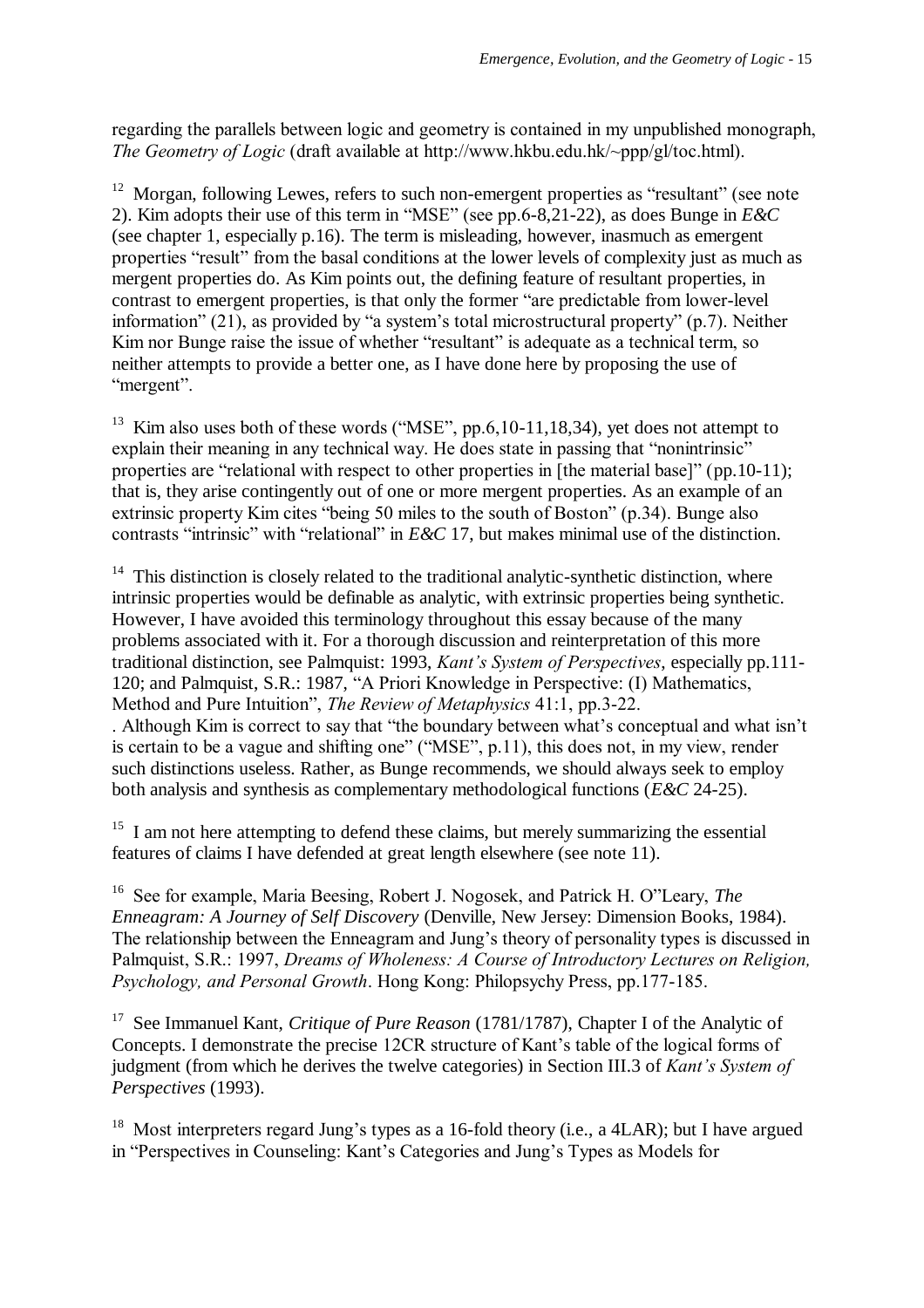regarding the parallels between logic and geometry is contained in my unpublished monograph, *The Geometry of Logic* (draft available at http://www.hkbu.edu.hk/~ppp/gl/toc.html).

[12] Morgan, following Lewes, refers to such non-emergent properties as "resultant" (see note 2). Kim adopts their use of this term in "MSE" (see pp.6-8,21-22), as does Bunge in *E&C* (see chapter 1, especially p.16). The term is misleading, however, inasmuch as emergent properties "result" from the basal conditions at the lower levels of complexity just as much as mergent properties do. As Kim points out, the defining feature of resultant properties, in contrast to emergent properties, is that only the former "are predictable from lower-level information" (21), as provided by "a system's total microstructural property" (p.7). Neither Kim nor Bunge raise the issue of whether "resultant" is adequate as a technical term, so neither attempts to provide a better one, as I have done here by proposing the use of "mergent".

[13] Kim also uses both of these words ("MSE", pp.6,10-11,18,34), yet does not attempt to explain their meaning in any technical way. He does state in passing that "nonintrinsic" properties are "relational with respect to other properties in [the material base]" (pp.10-11); that is, they arise contingently out of one or more mergent properties. As an example of an extrinsic property Kim cites "being 50 miles to the south of Boston" (p.34). Bunge also contrasts "intrinsic" with "relational" in *E&C* 17, but makes minimal use of the distinction.

[14] This distinction is closely related to the traditional analytic-synthetic distinction, where intrinsic properties would be definable as analytic, with extrinsic properties being synthetic. However, I have avoided this terminology throughout this essay because of the many problems associated with it. For a thorough discussion and reinterpretation of this more traditional distinction, see Palmquist: 1993, *Kant's System of Perspectives*, especially pp.111-120; and Palmquist, S.R.: 1987, "A Priori Knowledge in Perspective: (I) Mathematics, Method and Pure Intuition", *The Review of Metaphysics* 41:1, pp.3-22.
. Although Kim is correct to say that "the boundary between what's conceptual and what isn't is certain to be a vague and shifting one" ("MSE", p.11), this does not, in my view, render such distinctions useless. Rather, as Bunge recommends, we should always seek to employ both analysis and synthesis as complementary methodological functions (*E&C* 24-25).

[15] I am not here attempting to defend these claims, but merely summarizing the essential features of claims I have defended at great length elsewhere (see note 11).

[16] See for example, Maria Beesing, Robert J. Nogosek, and Patrick H. O"Leary, *The Enneagram: A Journey of Self Discovery* (Denville, New Jersey: Dimension Books, 1984). The relationship between the Enneagram and Jung's theory of personality types is discussed in Palmquist, S.R.: 1997, *Dreams of Wholeness: A Course of Introductory Lectures on Religion, Psychology, and Personal Growth*. Hong Kong: Philopsychy Press, pp.177-185.

[17] See Immanuel Kant, *Critique of Pure Reason* (1781/1787), Chapter I of the Analytic of Concepts. I demonstrate the precise 12CR structure of Kant's table of the logical forms of judgment (from which he derives the twelve categories) in Section III.3 of *Kant's System of Perspectives* (1993).

[18] Most interpreters regard Jung's types as a 16-fold theory (i.e., a 4LAR); but I have argued in "Perspectives in Counseling: Kant's Categories and Jung's Types as Models for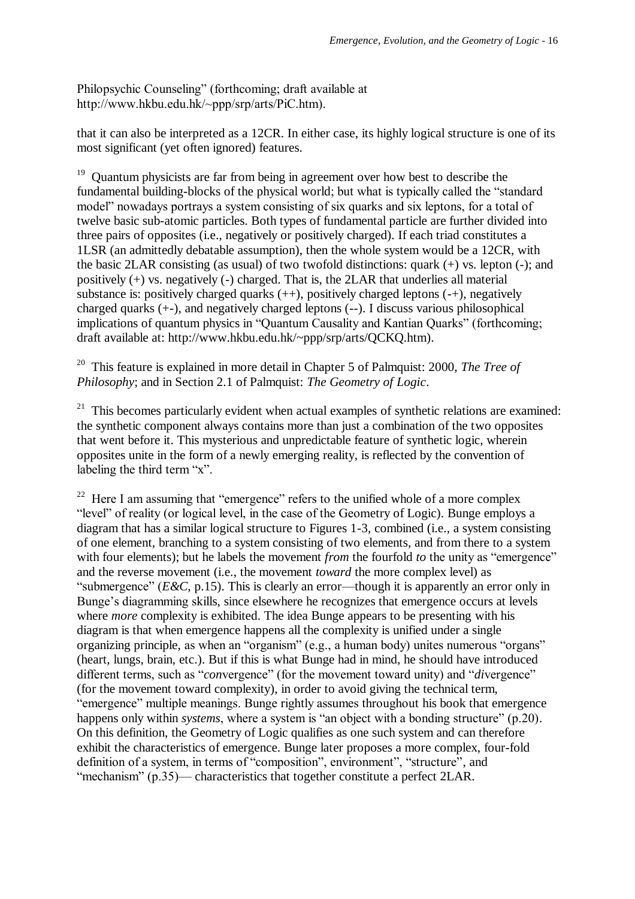Philopsychic Counseling" (forthcoming; draft available at http://www.hkbu.edu.hk/~ppp/srp/arts/PiC.htm).

that it can also be interpreted as a 12CR. In either case, its highly logical structure is one of its most significant (yet often ignored) features.

[19] Quantum physicists are far from being in agreement over how best to describe the fundamental building-blocks of the physical world; but what is typically called the "standard model" nowadays portrays a system consisting of six quarks and six leptons, for a total of twelve basic sub-atomic particles. Both types of fundamental particle are further divided into three pairs of opposites (i.e., negatively or positively charged). If each triad constitutes a 1LSR (an admittedly debatable assumption), then the whole system would be a 12CR, with the basic 2LAR consisting (as usual) of two twofold distinctions: quark (+) vs. lepton (-); and positively (+) vs. negatively (-) charged. That is, the 2LAR that underlies all material substance is: positively charged quarks (++), positively charged leptons (-+), negatively charged quarks (+-), and negatively charged leptons (--). I discuss various philosophical implications of quantum physics in "Quantum Causality and Kantian Quarks" (forthcoming; draft available at: http://www.hkbu.edu.hk/~ppp/srp/arts/QCKQ.htm).

[20] This feature is explained in more detail in Chapter 5 of Palmquist: 2000, *The Tree of Philosophy*; and in Section 2.1 of Palmquist: *The Geometry of Logic*.

[21] This becomes particularly evident when actual examples of synthetic relations are examined: the synthetic component always contains more than just a combination of the two opposites that went before it. This mysterious and unpredictable feature of synthetic logic, wherein opposites unite in the form of a newly emerging reality, is reflected by the convention of labeling the third term "x".

[22] Here I am assuming that "emergence" refers to the unified whole of a more complex "level" of reality (or logical level, in the case of the Geometry of Logic). Bunge employs a diagram that has a similar logical structure to Figures 1-3, combined (i.e., a system consisting of one element, branching to a system consisting of two elements, and from there to a system with four elements); but he labels the movement *from* the fourfold *to* the unity as "emergence" and the reverse movement (i.e., the movement *toward* the more complex level) as "submergence" (*E&C,* p.15). This is clearly an error—though it is apparently an error only in Bunge's diagramming skills, since elsewhere he recognizes that emergence occurs at levels where *more* complexity is exhibited. The idea Bunge appears to be presenting with his diagram is that when emergence happens all the complexity is unified under a single organizing principle, as when an "organism" (e.g., a human body) unites numerous "organs" (heart, lungs, brain, etc.). But if this is what Bunge had in mind, he should have introduced different terms, such as "*con*vergence" (for the movement toward unity) and "*di*vergence" (for the movement toward complexity), in order to avoid giving the technical term, "emergence" multiple meanings. Bunge rightly assumes throughout his book that emergence happens only within *systems*, where a system is "an object with a bonding structure" (p.20). On this definition, the Geometry of Logic qualifies as one such system and can therefore exhibit the characteristics of emergence. Bunge later proposes a more complex, four-fold definition of a system, in terms of "composition", environment", "structure", and "mechanism" (p.35)— characteristics that together constitute a perfect 2LAR.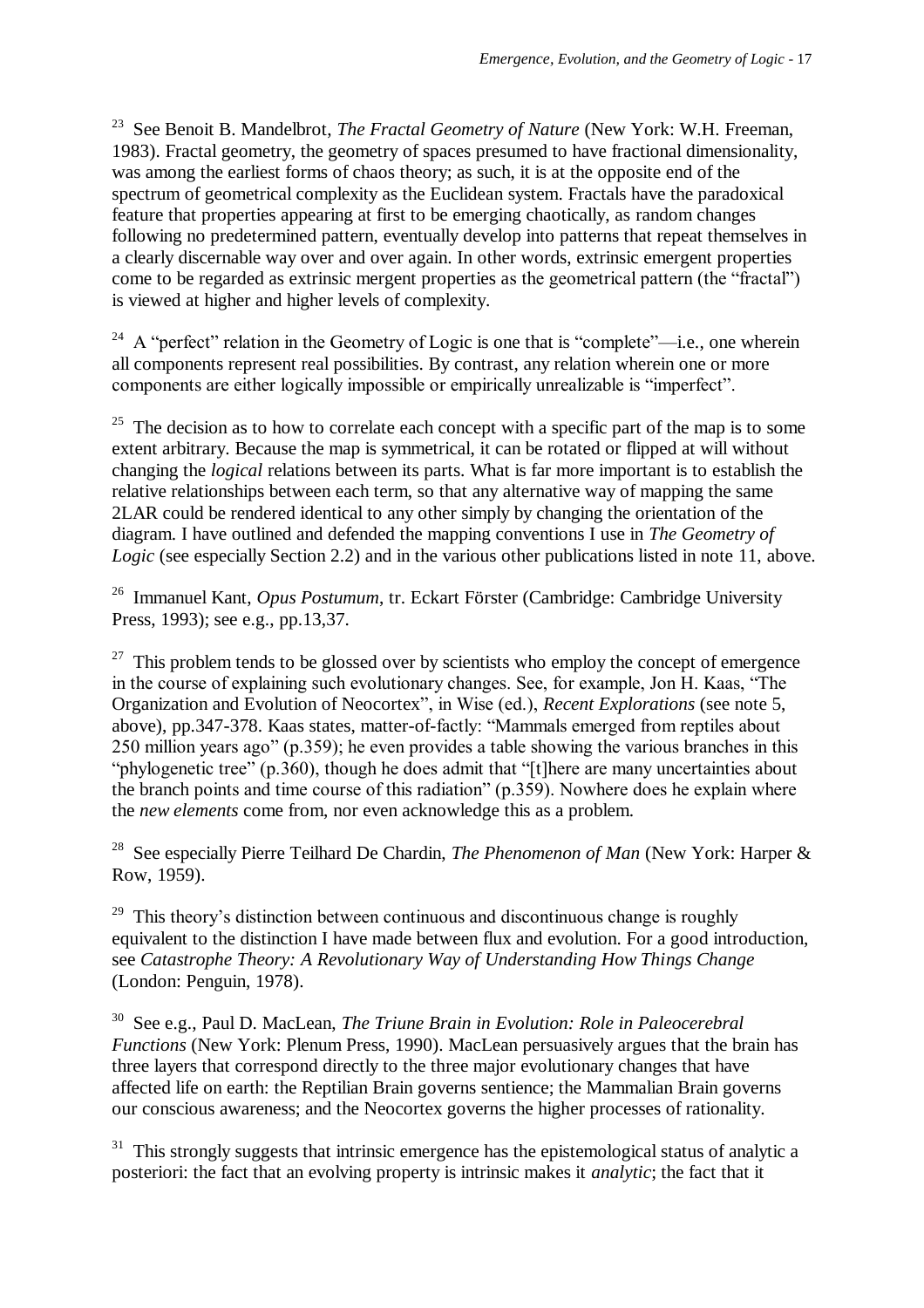[23] See Benoit B. Mandelbrot, *The Fractal Geometry of Nature* (New York: W.H. Freeman, 1983). Fractal geometry, the geometry of spaces presumed to have fractional dimensionality, was among the earliest forms of chaos theory; as such, it is at the opposite end of the spectrum of geometrical complexity as the Euclidean system. Fractals have the paradoxical feature that properties appearing at first to be emerging chaotically, as random changes following no predetermined pattern, eventually develop into patterns that repeat themselves in a clearly discernable way over and over again. In other words, extrinsic emergent properties come to be regarded as extrinsic mergent properties as the geometrical pattern (the "fractal") is viewed at higher and higher levels of complexity.

[24] A "perfect" relation in the Geometry of Logic is one that is "complete"—i.e., one wherein all components represent real possibilities. By contrast, any relation wherein one or more components are either logically impossible or empirically unrealizable is "imperfect".

[25] The decision as to how to correlate each concept with a specific part of the map is to some extent arbitrary. Because the map is symmetrical, it can be rotated or flipped at will without changing the *logical* relations between its parts. What is far more important is to establish the relative relationships between each term, so that any alternative way of mapping the same 2LAR could be rendered identical to any other simply by changing the orientation of the diagram. I have outlined and defended the mapping conventions I use in *The Geometry of Logic* (see especially Section 2.2) and in the various other publications listed in note 11, above.

[26] Immanuel Kant, *Opus Postumum*, tr. Eckart Förster (Cambridge: Cambridge University Press, 1993); see e.g., pp.13,37.

[27] This problem tends to be glossed over by scientists who employ the concept of emergence in the course of explaining such evolutionary changes. See, for example, Jon H. Kaas, "The Organization and Evolution of Neocortex", in Wise (ed.), *Recent Explorations* (see note 5, above), pp.347-378. Kaas states, matter-of-factly: "Mammals emerged from reptiles about 250 million years ago" (p.359); he even provides a table showing the various branches in this "phylogenetic tree" (p.360), though he does admit that "[t]here are many uncertainties about the branch points and time course of this radiation" (p.359). Nowhere does he explain where the *new elements* come from, nor even acknowledge this as a problem.

[28] See especially Pierre Teilhard De Chardin, *The Phenomenon of Man* (New York: Harper & Row, 1959).

[29] This theory's distinction between continuous and discontinuous change is roughly equivalent to the distinction I have made between flux and evolution. For a good introduction, see *Catastrophe Theory: A Revolutionary Way of Understanding How Things Change* (London: Penguin, 1978).

[30] See e.g., Paul D. MacLean, *The Triune Brain in Evolution: Role in Paleocerebral Functions* (New York: Plenum Press, 1990). MacLean persuasively argues that the brain has three layers that correspond directly to the three major evolutionary changes that have affected life on earth: the Reptilian Brain governs sentience; the Mammalian Brain governs our conscious awareness; and the Neocortex governs the higher processes of rationality.

[31] This strongly suggests that intrinsic emergence has the epistemological status of analytic a posteriori: the fact that an evolving property is intrinsic makes it *analytic*; the fact that it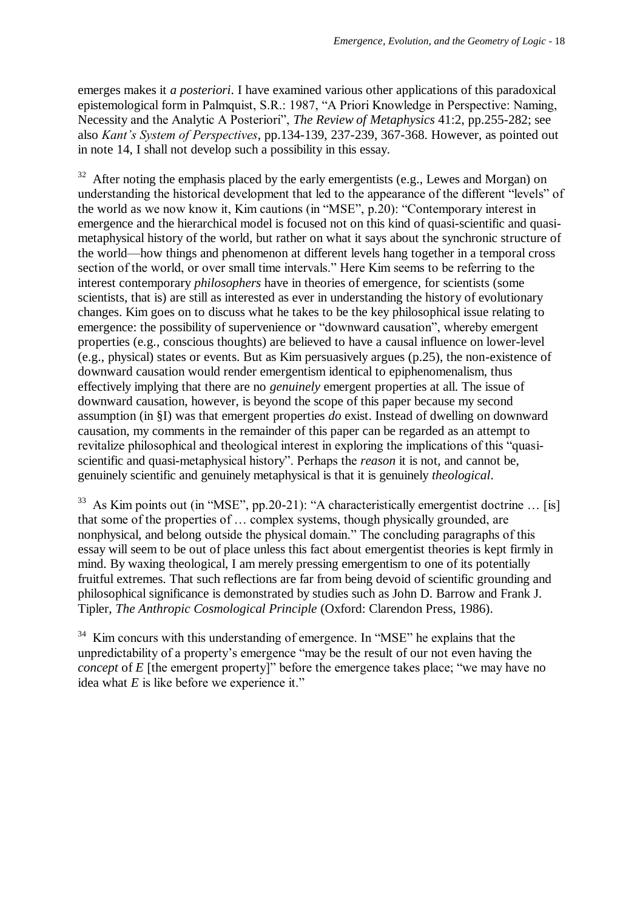emerges makes it *a posteriori*. I have examined various other applications of this paradoxical epistemological form in Palmquist, S.R.: 1987, "A Priori Knowledge in Perspective: Naming, Necessity and the Analytic A Posteriori", *The Review of Metaphysics* 41:2, pp.255-282; see also *Kant's System of Perspectives*, pp.134-139, 237-239, 367-368. However, as pointed out in note 14, I shall not develop such a possibility in this essay.

[32] After noting the emphasis placed by the early emergentists (e.g., Lewes and Morgan) on understanding the historical development that led to the appearance of the different "levels" of the world as we now know it, Kim cautions (in "MSE", p.20): "Contemporary interest in emergence and the hierarchical model is focused not on this kind of quasi-scientific and quasi-metaphysical history of the world, but rather on what it says about the synchronic structure of the world—how things and phenomenon at different levels hang together in a temporal cross section of the world, or over small time intervals." Here Kim seems to be referring to the interest contemporary *philosophers* have in theories of emergence, for scientists (some scientists, that is) are still as interested as ever in understanding the history of evolutionary changes. Kim goes on to discuss what he takes to be the key philosophical issue relating to emergence: the possibility of supervenience or "downward causation", whereby emergent properties (e.g., conscious thoughts) are believed to have a causal influence on lower-level (e.g., physical) states or events. But as Kim persuasively argues (p.25), the non-existence of downward causation would render emergentism identical to epiphenomenalism, thus effectively implying that there are no *genuinely* emergent properties at all. The issue of downward causation, however, is beyond the scope of this paper because my second assumption (in §I) was that emergent properties *do* exist. Instead of dwelling on downward causation, my comments in the remainder of this paper can be regarded as an attempt to revitalize philosophical and theological interest in exploring the implications of this "quasi-scientific and quasi-metaphysical history". Perhaps the *reason* it is not, and cannot be, genuinely scientific and genuinely metaphysical is that it is genuinely *theological*.

[33] As Kim points out (in "MSE", pp.20-21): "A characteristically emergentist doctrine … [is] that some of the properties of … complex systems, though physically grounded, are nonphysical, and belong outside the physical domain." The concluding paragraphs of this essay will seem to be out of place unless this fact about emergentist theories is kept firmly in mind. By waxing theological, I am merely pressing emergentism to one of its potentially fruitful extremes. That such reflections are far from being devoid of scientific grounding and philosophical significance is demonstrated by studies such as John D. Barrow and Frank J. Tipler, *The Anthropic Cosmological Principle* (Oxford: Clarendon Press, 1986).

[34] Kim concurs with this understanding of emergence. In "MSE" he explains that the unpredictability of a property's emergence "may be the result of our not even having the *concept* of *E* [the emergent property]" before the emergence takes place; "we may have no idea what *E* is like before we experience it."